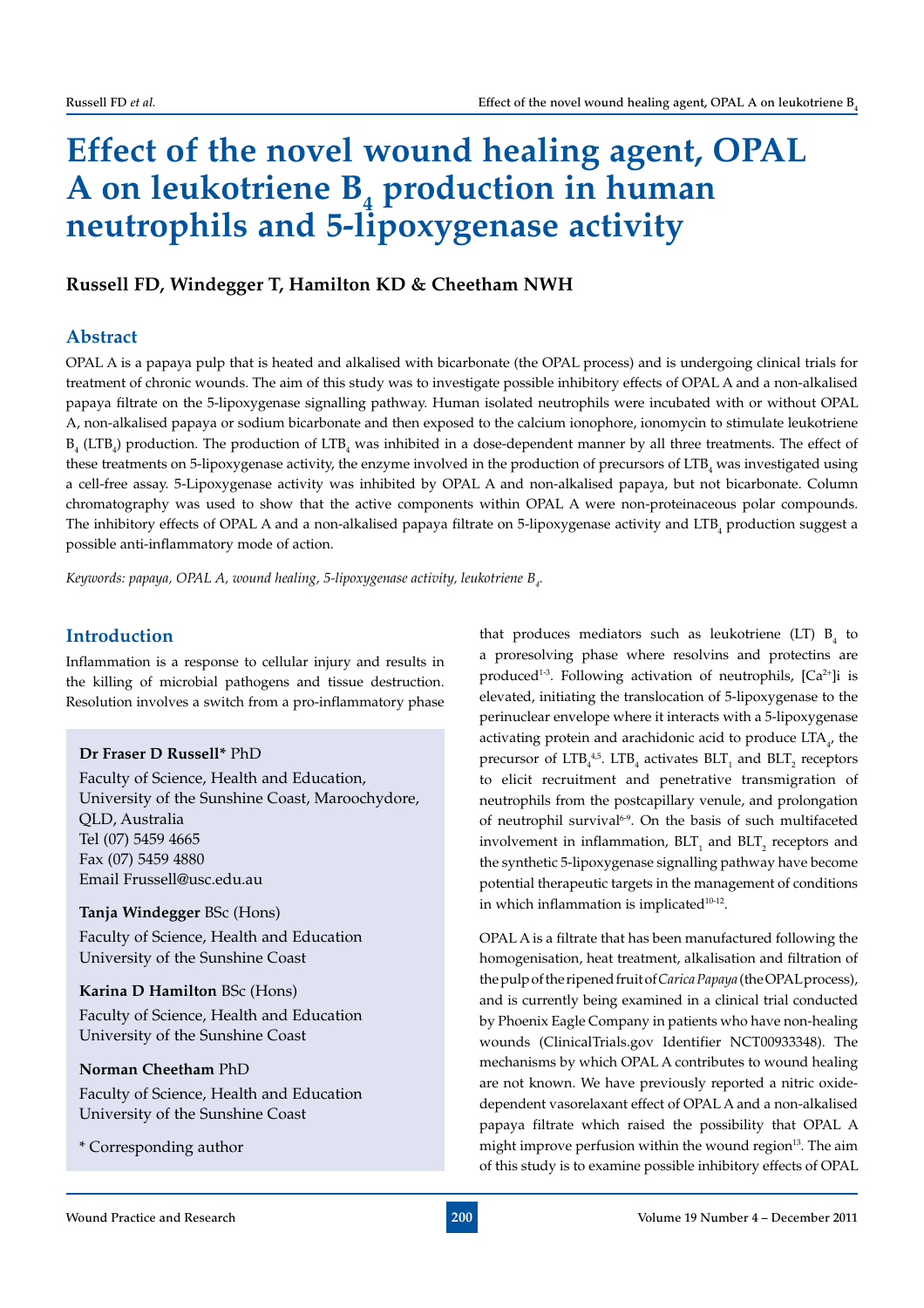# Effect of the novel wound healing agent, OPAL A on leukotriene $B_4$ production in human neutrophils and 5-lipoxygenase activity

**Russell FD, Windegger T, Hamilton KD & Cheetham NWH**

## Abstract

OPAL A is a papaya pulp that is heated and alkalised with bicarbonate (the OPAL process) and is undergoing clinical trials for treatment of chronic wounds. The aim of this study was to investigate possible inhibitory effects of OPAL A and a non-alkalised papaya filtrate on the 5-lipoxygenase signalling pathway. Human isolated neutrophils were incubated with or without OPAL A, non-alkalised papaya or sodium bicarbonate and then exposed to the calcium ionophore, ionomycin to stimulate leukotriene $B_4$ ($LTB_4$) production. The production of $LTB_4$ was inhibited in a dose-dependent manner by all three treatments. The effect of these treatments on 5-lipoxygenase activity, the enzyme involved in the production of precursors of $LTB_4$ was investigated using a cell-free assay. 5-Lipoxygenase activity was inhibited by OPAL A and non-alkalised papaya, but not bicarbonate. Column chromatography was used to show that the active components within OPAL A were non-proteinaceous polar compounds. The inhibitory effects of OPAL A and a non-alkalised papaya filtrate on 5-lipoxygenase activity and $LTB_4$ production suggest a possible anti-inflammatory mode of action.

*Keywords: papaya, OPAL A, wound healing, 5-lipoxygenase activity, leukotriene $B_4$.*

**Dr Fraser D Russell*** PhD
Faculty of Science, Health and Education,
University of the Sunshine Coast, Maroochydore,
QLD, Australia
Tel (07) 5459 4665
Fax (07) 5459 4880
Email Frussell@usc.edu.au

**Tanja Windegger** BSc (Hons)
Faculty of Science, Health and Education
University of the Sunshine Coast

**Karina D Hamilton** BSc (Hons)
Faculty of Science, Health and Education
University of the Sunshine Coast

**Norman Cheetham** PhD
Faculty of Science, Health and Education
University of the Sunshine Coast

\* Corresponding author

## Introduction

Inflammation is a response to cellular injury and results in the killing of microbial pathogens and tissue destruction. Resolution involves a switch from a pro-inflammatory phase that produces mediators such as leukotriene (LT) $B_4$ to a proresolving phase where resolvins and protectins are produced[1-3]. Following activation of neutrophils, $[Ca^{2+}]i$ is elevated, initiating the translocation of 5-lipoxygenase to the perinuclear envelope where it interacts with a 5-lipoxygenase activating protein and arachidonic acid to produce $LTA_4$, the precursor of $LTB_4$[4,5]. $LTB_4$ activates $BLT_1$ and $BLT_2$ receptors to elicit recruitment and penetrative transmigration of neutrophils from the postcapillary venule, and prolongation of neutrophil survival[6-9]. On the basis of such multifaceted involvement in inflammation, $BLT_1$ and $BLT_2$ receptors and the synthetic 5-lipoxygenase signalling pathway have become potential therapeutic targets in the management of conditions in which inflammation is implicated[10-12].

OPAL A is a filtrate that has been manufactured following the homogenisation, heat treatment, alkalisation and filtration of the pulp of the ripened fruit of *Carica Papaya* (the OPAL process), and is currently being examined in a clinical trial conducted by Phoenix Eagle Company in patients who have non-healing wounds (ClinicalTrials.gov Identifier NCT00933348). The mechanisms by which OPAL A contributes to wound healing are not known. We have previously reported a nitric oxide-dependent vasorelaxant effect of OPAL A and a non-alkalised papaya filtrate which raised the possibility that OPAL A might improve perfusion within the wound region[13]. The aim of this study is to examine possible inhibitory effects of OPAL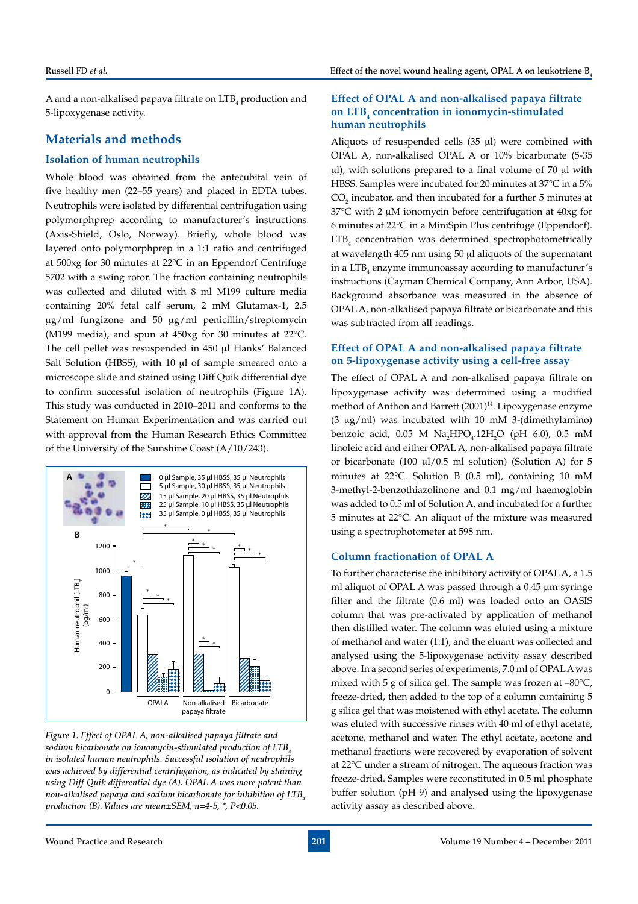A and a non-alkalised papaya filtrate on $LTB_4$ production and 5-lipoxygenase activity.

## Materials and methods

### Isolation of human neutrophils

Whole blood was obtained from the antecubital vein of five healthy men (22–55 years) and placed in EDTA tubes. Neutrophils were isolated by differential centrifugation using polymorphprep according to manufacturer's instructions (Axis-Shield, Oslo, Norway). Briefly, whole blood was layered onto polymorphprep in a 1:1 ratio and centrifuged at 500xg for 30 minutes at 22°C in an Eppendorf Centrifuge 5702 with a swing rotor. The fraction containing neutrophils was collected and diluted with 8 ml M199 culture media containing 20% fetal calf serum, 2 mM Glutamax-1, 2.5 µg/ml fungizone and 50 µg/ml penicillin/streptomycin (M199 media), and spun at 450xg for 30 minutes at 22°C. The cell pellet was resuspended in 450 µl Hanks' Balanced Salt Solution (HBSS), with 10 µl of sample smeared onto a microscope slide and stained using Diff Quik differential dye to confirm successful isolation of neutrophils (Figure 1A). This study was conducted in 2010–2011 and conforms to the Statement on Human Experimentation and was carried out with approval from the Human Research Ethics Committee of the University of the Sunshine Coast (A/10/243).

*Figure 1. Effect of OPAL A, non-alkalised papaya filtrate and sodium bicarbonate on ionomycin-stimulated production of $LTB_4$ in isolated human neutrophils. Successful isolation of neutrophils was achieved by differential centrifugation, as indicated by staining using Diff Quik differential dye (A). OPAL A was more potent than non-alkalised papaya and sodium bicarbonate for inhibition of $LTB_4$ production (B). Values are mean±SEM, n=4-5, *, P<0.05.*

### Effect of OPAL A and non-alkalised papaya filtrate on $LTB_4$ concentration in ionomycin-stimulated human neutrophils

Aliquots of resuspended cells (35 µl) were combined with OPAL A, non-alkalised OPAL A or 10% bicarbonate (5-35 µl), with solutions prepared to a final volume of 70 µl with HBSS. Samples were incubated for 20 minutes at 37°C in a 5% $CO_2$ incubator, and then incubated for a further 5 minutes at 37°C with 2 µM ionomycin before centrifugation at 40xg for 6 minutes at 22°C in a MiniSpin Plus centrifuge (Eppendorf). $LTB_4$ concentration was determined spectrophotometrically at wavelength 405 nm using 50 µl aliquots of the supernatant in a $LTB_4$ enzyme immunoassay according to manufacturer's instructions (Cayman Chemical Company, Ann Arbor, USA). Background absorbance was measured in the absence of OPAL A, non-alkalised papaya filtrate or bicarbonate and this was subtracted from all readings.

### Effect of OPAL A and non-alkalised papaya filtrate on 5-lipoxygenase activity using a cell-free assay

The effect of OPAL A and non-alkalised papaya filtrate on lipoxygenase activity was determined using a modified method of Anthon and Barrett (2001)[14]. Lipoxygenase enzyme (3 µg/ml) was incubated with 10 mM 3-(dimethylamino) benzoic acid, 0.05 M $Na_2HPO_4.12H_2O$ (pH 6.0), 0.5 mM linoleic acid and either OPAL A, non-alkalised papaya filtrate or bicarbonate (100 µl/0.5 ml solution) (Solution A) for 5 minutes at 22°C. Solution B (0.5 ml), containing 10 mM 3-methyl-2-benzothiazolinone and 0.1 mg/ml haemoglobin was added to 0.5 ml of Solution A, and incubated for a further 5 minutes at 22°C. An aliquot of the mixture was measured using a spectrophotometer at 598 nm.

### Column fractionation of OPAL A

To further characterise the inhibitory activity of OPAL A, a 1.5 ml aliquot of OPAL A was passed through a 0.45 µm syringe filter and the filtrate (0.6 ml) was loaded onto an OASIS column that was pre-activated by application of methanol then distilled water. The column was eluted using a mixture of methanol and water (1:1), and the eluant was collected and analysed using the 5-lipoxygenase activity assay described above. In a second series of experiments, 7.0 ml of OPAL A was mixed with 5 g of silica gel. The sample was frozen at –80°C, freeze-dried, then added to the top of a column containing 5 g silica gel that was moistened with ethyl acetate. The column was eluted with successive rinses with 40 ml of ethyl acetate, acetone, methanol and water. The ethyl acetate, acetone and methanol fractions were recovered by evaporation of solvent at 22°C under a stream of nitrogen. The aqueous fraction was freeze-dried. Samples were reconstituted in 0.5 ml phosphate buffer solution (pH 9) and analysed using the lipoxygenase activity assay as described above.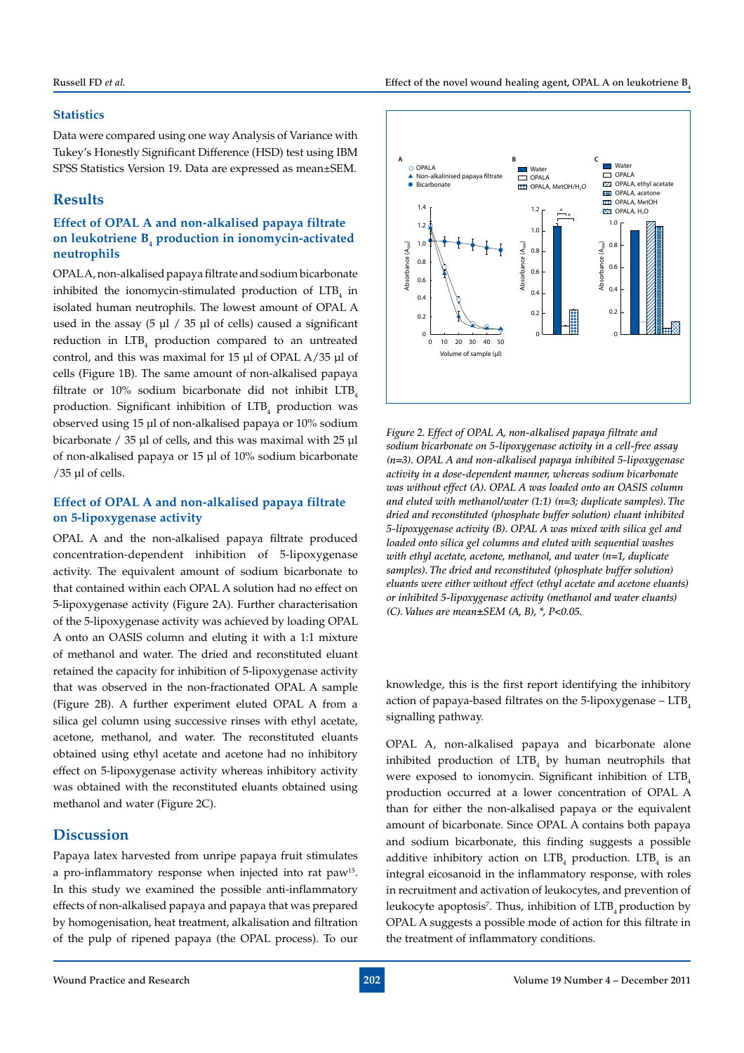## Statistics

Data were compared using one way Analysis of Variance with Tukey's Honestly Significant Difference (HSD) test using IBM SPSS Statistics Version 19. Data are expressed as mean±SEM.

## Results

### Effect of OPAL A and non-alkalised papaya filtrate on leukotriene $B_4$ production in ionomycin-activated neutrophils

OPAL A, non-alkalised papaya filtrate and sodium bicarbonate inhibited the ionomycin-stimulated production of $LTB_4$ in isolated human neutrophils. The lowest amount of OPAL A used in the assay (5 µl / 35 µl of cells) caused a significant reduction in $LTB_4$ production compared to an untreated control, and this was maximal for 15 µl of OPAL A/35 µl of cells (Figure 1B). The same amount of non-alkalised papaya filtrate or 10% sodium bicarbonate did not inhibit $LTB_4$ production. Significant inhibition of $LTB_4$ production was observed using 15 µl of non-alkalised papaya or 10% sodium bicarbonate / 35 µl of cells, and this was maximal with 25 µl of non-alkalised papaya or 15 µl of 10% sodium bicarbonate /35 µl of cells.

### Effect of OPAL A and non-alkalised papaya filtrate on 5-lipoxygenase activity

OPAL A and the non-alkalised papaya filtrate produced concentration-dependent inhibition of 5-lipoxygenase activity. The equivalent amount of sodium bicarbonate to that contained within each OPAL A solution had no effect on 5-lipoxygenase activity (Figure 2A). Further characterisation of the 5-lipoxygenase activity was achieved by loading OPAL A onto an OASIS column and eluting it with a 1:1 mixture of methanol and water. The dried and reconstituted eluant retained the capacity for inhibition of 5-lipoxygenase activity that was observed in the non-fractionated OPAL A sample (Figure 2B). A further experiment eluted OPAL A from a silica gel column using successive rinses with ethyl acetate, acetone, methanol, and water. The reconstituted eluants obtained using ethyl acetate and acetone had no inhibitory effect on 5-lipoxygenase activity whereas inhibitory activity was obtained with the reconstituted eluants obtained using methanol and water (Figure 2C).

*Figure 2. Effect of OPAL A, non-alkalised papaya filtrate and sodium bicarbonate on 5-lipoxygenase activity in a cell-free assay (n=3). OPAL A and non-alkalised papaya inhibited 5-lipoxygenase activity in a dose-dependent manner, whereas sodium bicarbonate was without effect (A). OPAL A was loaded onto an OASIS column and eluted with methanol/water (1:1) (n=3; duplicate samples). The dried and reconstituted (phosphate buffer solution) eluant inhibited 5-lipoxygenase activity (B). OPAL A was mixed with silica gel and loaded onto silica gel columns and eluted with sequential washes with ethyl acetate, acetone, methanol, and water (n=1, duplicate samples). The dried and reconstituted (phosphate buffer solution) eluants were either without effect (ethyl acetate and acetone eluants) or inhibited 5-lipoxygenase activity (methanol and water eluants) (C). Values are mean±SEM (A, B), \*, P<0.05.*

## Discussion

Papaya latex harvested from unripe papaya fruit stimulates a pro-inflammatory response when injected into rat paw[15]. In this study we examined the possible anti-inflammatory effects of non-alkalised papaya and papaya that was prepared by homogenisation, heat treatment, alkalisation and filtration of the pulp of ripened papaya (the OPAL process). To our knowledge, this is the first report identifying the inhibitory action of papaya-based filtrates on the 5-lipoxygenase – $LTB_4$ signalling pathway.

OPAL A, non-alkalised papaya and bicarbonate alone inhibited production of $LTB_4$ by human neutrophils that were exposed to ionomycin. Significant inhibition of $LTB_4$ production occurred at a lower concentration of OPAL A than for either the non-alkalised papaya or the equivalent amount of bicarbonate. Since OPAL A contains both papaya and sodium bicarbonate, this finding suggests a possible additive inhibitory action on $LTB_4$ production. $LTB_4$ is an integral eicosanoid in the inflammatory response, with roles in recruitment and activation of leukocytes, and prevention of leukocyte apoptosis[7]. Thus, inhibition of $LTB_4$ production by OPAL A suggests a possible mode of action for this filtrate in the treatment of inflammatory conditions.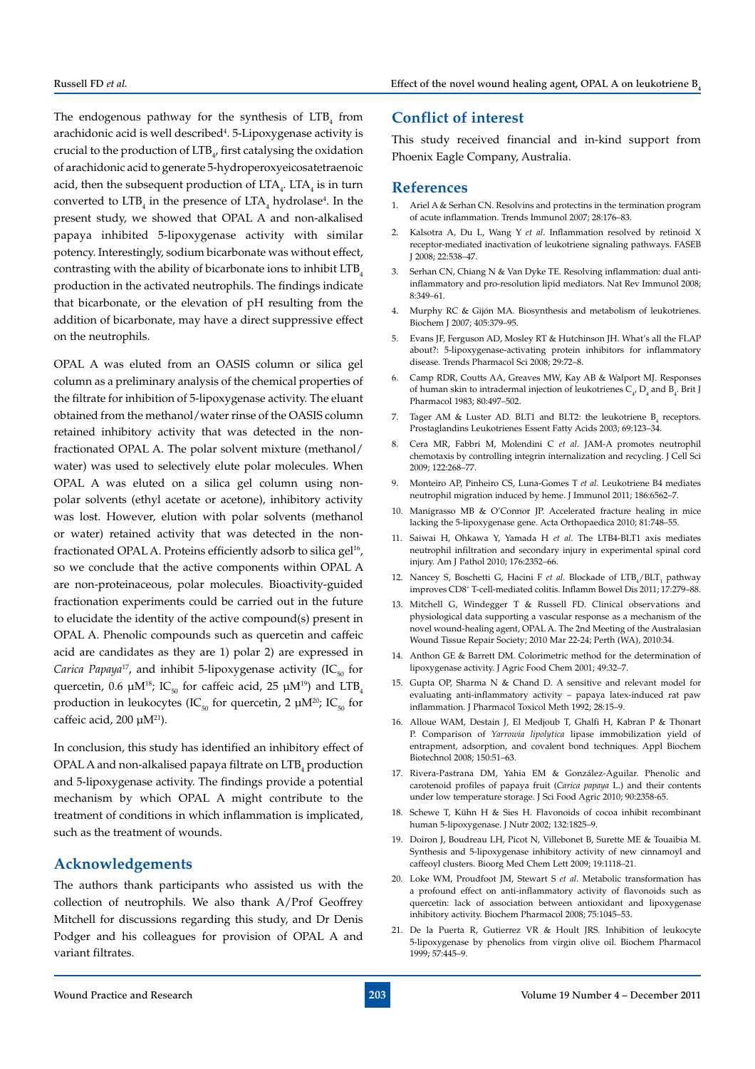The endogenous pathway for the synthesis of $LTB_4$ from arachidonic acid is well described[4]. 5-Lipoxygenase activity is crucial to the production of $LTB_4$, first catalysing the oxidation of arachidonic acid to generate 5-hydroperoxyeicosatetraenoic acid, then the subsequent production of $LTA_4$. $LTA_4$ is in turn converted to $LTB_4$ in the presence of $LTA_4$ hydrolase[4]. In the present study, we showed that OPAL A and non-alkalised papaya inhibited 5-lipoxygenase activity with similar potency. Interestingly, sodium bicarbonate was without effect, contrasting with the ability of bicarbonate ions to inhibit $LTB_4$ production in the activated neutrophils. The findings indicate that bicarbonate, or the elevation of pH resulting from the addition of bicarbonate, may have a direct suppressive effect on the neutrophils.

OPAL A was eluted from an OASIS column or silica gel column as a preliminary analysis of the chemical properties of the filtrate for inhibition of 5-lipoxygenase activity. The eluant obtained from the methanol/water rinse of the OASIS column retained inhibitory activity that was detected in the non-fractionated OPAL A. The polar solvent mixture (methanol/water) was used to selectively elute polar molecules. When OPAL A was eluted on a silica gel column using non-polar solvents (ethyl acetate or acetone), inhibitory activity was lost. However, elution with polar solvents (methanol or water) retained activity that was detected in the non-fractionated OPAL A. Proteins efficiently adsorb to silica gel[16], so we conclude that the active components within OPAL A are non-proteinaceous, polar molecules. Bioactivity-guided fractionation experiments could be carried out in the future to elucidate the identity of the active compound(s) present in OPAL A. Phenolic compounds such as quercetin and caffeic acid are candidates as they are 1) polar 2) are expressed in *Carica Papaya*[17], and inhibit 5-lipoxygenase activity ($IC_{50}$ for quercetin, 0.6 μM[18]; $IC_{50}$ for caffeic acid, 25 μM[19]) and $LTB_4$ production in leukocytes ($IC_{50}$ for quercetin, 2 μM[20]; $IC_{50}$ for caffeic acid, 200 μM[21]).

In conclusion, this study has identified an inhibitory effect of OPAL A and non-alkalised papaya filtrate on $LTB_4$ production and 5-lipoxygenase activity. The findings provide a potential mechanism by which OPAL A might contribute to the treatment of conditions in which inflammation is implicated, such as the treatment of wounds.

## Acknowledgements

The authors thank participants who assisted us with the collection of neutrophils. We also thank A/Prof Geoffrey Mitchell for discussions regarding this study, and Dr Denis Podger and his colleagues for provision of OPAL A and variant filtrates.

## Conflict of interest

This study received financial and in-kind support from Phoenix Eagle Company, Australia.

## References

1. Ariel A & Serhan CN. Resolvins and protectins in the termination program of acute inflammation. Trends Immunol 2007; 28:176–83.
2. Kalsotra A, Du L, Wang Y *et al*. Inflammation resolved by retinoid X receptor-mediated inactivation of leukotriene signaling pathways. FASEB J 2008; 22:538–47.
3. Serhan CN, Chiang N & Van Dyke TE. Resolving inflammation: dual anti-inflammatory and pro-resolution lipid mediators. Nat Rev Immunol 2008; 8:349–61.
4. Murphy RC & Gijón MA. Biosynthesis and metabolism of leukotrienes. Biochem J 2007; 405:379–95.
5. Evans JF, Ferguson AD, Mosley RT & Hutchinson JH. What's all the FLAP about?: 5-lipoxygenase-activating protein inhibitors for inflammatory disease. Trends Pharmacol Sci 2008; 29:72–8.
6. Camp RDR, Coutts AA, Greaves MW, Kay AB & Walport MJ. Responses of human skin to intradermal injection of leukotrienes $C_4$, $D_4$ and $B_4$. Brit J Pharmacol 1983; 80:497–502.
7. Tager AM & Luster AD. BLT1 and BLT2: the leukotriene $B_4$ receptors. Prostaglandins Leukotrienes Essent Fatty Acids 2003; 69:123–34.
8. Cera MR, Fabbri M, Molendini C *et al*. JAM-A promotes neutrophil chemotaxis by controlling integrin internalization and recycling. J Cell Sci 2009; 122:268–77.
9. Monteiro AP, Pinheiro CS, Luna-Gomes T *et al*. Leukotriene B4 mediates neutrophil migration induced by heme. J Immunol 2011; 186:6562–7.
10. Manigrasso MB & O'Connor JP. Accelerated fracture healing in mice lacking the 5-lipoxygenase gene. Acta Orthopaedica 2010; 81:748–55.
11. Saiwai H, Ohkawa Y, Yamada H *et al*. The LTB4-BLT1 axis mediates neutrophil infiltration and secondary injury in experimental spinal cord injury. Am J Pathol 2010; 176:2352–66.
12. Nancey S, Boschetti G, Hacini F *et al*. Blockade of $LTB_4$/$BLT_1$ pathway improves $CD8^+$ T-cell-mediated colitis. Inflamm Bowel Dis 2011; 17:279–88.
13. Mitchell G, Windegger T & Russell FD. Clinical observations and physiological data supporting a vascular response as a mechanism of the novel wound-healing agent, OPAL A. The 2nd Meeting of the Australasian Wound Tissue Repair Society; 2010 Mar 22-24; Perth (WA), 2010:34.
14. Anthon GE & Barrett DM. Colorimetric method for the determination of lipoxygenase activity. J Agric Food Chem 2001; 49:32–7.
15. Gupta OP, Sharma N & Chand D. A sensitive and relevant model for evaluating anti-inflammatory activity – papaya latex-induced rat paw inflammation. J Pharmacol Toxicol Meth 1992; 28:15–9.
16. Alloue WAM, Destain J, El Medjoub T, Ghalfi H, Kabran P & Thonart P. Comparison of *Yarrowia lipolytica* lipase immobilization yield of entrapment, adsorption, and covalent bond techniques. Appl Biochem Biotechnol 2008; 150:51–63.
17. Rivera-Pastrana DM, Yahia EM & González-Aguilar. Phenolic and carotenoid profiles of papaya fruit (*Carica papaya* L.) and their contents under low temperature storage. J Sci Food Agric 2010; 90:2358-65.
18. Schewe T, Kühn H & Sies H. Flavonoids of cocoa inhibit recombinant human 5-lipoxygenase. J Nutr 2002; 132:1825–9.
19. Doiron J, Boudreau LH, Picot N, Villebonet B, Surette ME & Touaibia M. Synthesis and 5-lipoxygenase inhibitory activity of new cinnamoyl and caffeoyl clusters. Bioorg Med Chem Lett 2009; 19:1118–21.
20. Loke WM, Proudfoot JM, Stewart S *et al*. Metabolic transformation has a profound effect on anti-inflammatory activity of flavonoids such as quercetin: lack of association between antioxidant and lipoxygenase inhibitory activity. Biochem Pharmacol 2008; 75:1045–53.
21. De la Puerta R, Gutierrez VR & Hoult JRS. Inhibition of leukocyte 5-lipoxygenase by phenolics from virgin olive oil. Biochem Pharmacol 1999; 57:445–9.